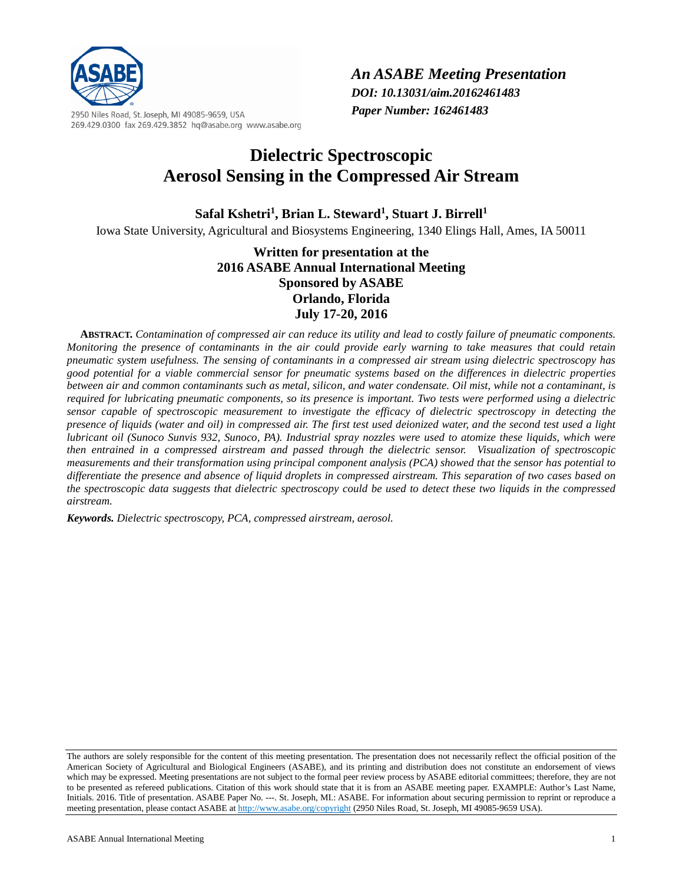2950 Niles Road, St. Joseph, MI 49085-9659, USA
269.429.0300 fax 269.429.3852 hq@asabe.org www.asabe.org

***An ASABE Meeting Presentation***
***DOI: 10.13031/aim.20162461483***
***Paper Number: 162461483***

# Dielectric Spectroscopic Aerosol Sensing in the Compressed Air Stream

**Safal Kshetri[1], Brian L. Steward[1], Stuart J. Birrell[1]**

Iowa State University, Agricultural and Biosystems Engineering, 1340 Elings Hall, Ames, IA 50011

**Written for presentation at the**
**2016 ASABE Annual International Meeting**
**Sponsored by ASABE**
**Orlando, Florida**
**July 17-20, 2016**

**ABSTRACT.** *Contamination of compressed air can reduce its utility and lead to costly failure of pneumatic components. Monitoring the presence of contaminants in the air could provide early warning to take measures that could retain pneumatic system usefulness. The sensing of contaminants in a compressed air stream using dielectric spectroscopy has good potential for a viable commercial sensor for pneumatic systems based on the differences in dielectric properties between air and common contaminants such as metal, silicon, and water condensate. Oil mist, while not a contaminant, is required for lubricating pneumatic components, so its presence is important. Two tests were performed using a dielectric sensor capable of spectroscopic measurement to investigate the efficacy of dielectric spectroscopy in detecting the presence of liquids (water and oil) in compressed air. The first test used deionized water, and the second test used a light lubricant oil (Sunoco Sunvis 932, Sunoco, PA). Industrial spray nozzles were used to atomize these liquids, which were then entrained in a compressed airstream and passed through the dielectric sensor. Visualization of spectroscopic measurements and their transformation using principal component analysis (PCA) showed that the sensor has potential to differentiate the presence and absence of liquid droplets in compressed airstream. This separation of two cases based on the spectroscopic data suggests that dielectric spectroscopy could be used to detect these two liquids in the compressed airstream.*

***Keywords.*** *Dielectric spectroscopy, PCA, compressed airstream, aerosol.*

The authors are solely responsible for the content of this meeting presentation. The presentation does not necessarily reflect the official position of the American Society of Agricultural and Biological Engineers (ASABE), and its printing and distribution does not constitute an endorsement of views which may be expressed. Meeting presentations are not subject to the formal peer review process by ASABE editorial committees; therefore, they are not to be presented as refereed publications. Citation of this work should state that it is from an ASABE meeting paper. EXAMPLE: Author's Last Name, Initials. 2016. Title of presentation. ASABE Paper No. ---. St. Joseph, MI.: ASABE. For information about securing permission to reprint or reproduce a meeting presentation, please contact ASABE at http://www.asabe.org/copyright (2950 Niles Road, St. Joseph, MI 49085-9659 USA).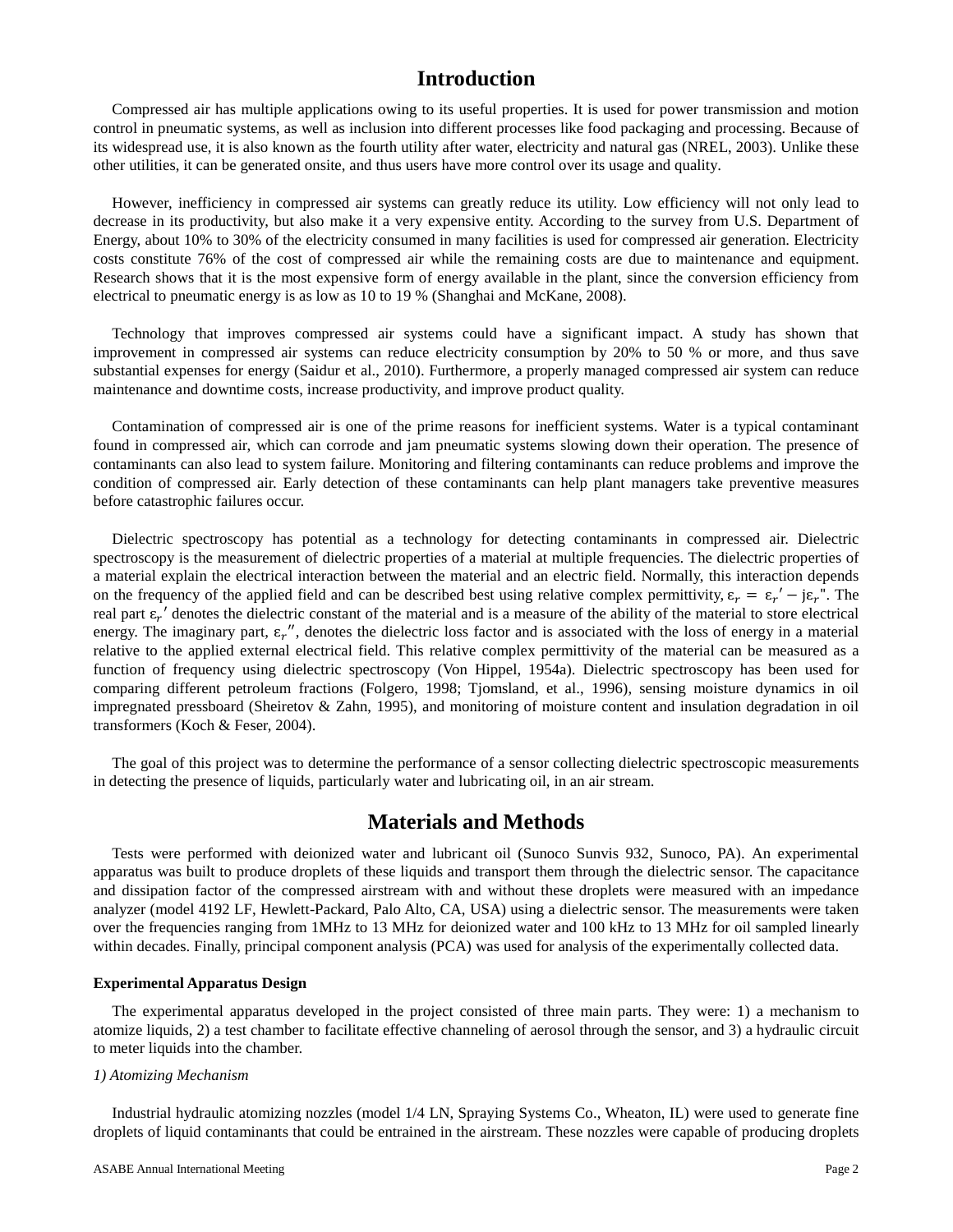# Introduction

Compressed air has multiple applications owing to its useful properties. It is used for power transmission and motion control in pneumatic systems, as well as inclusion into different processes like food packaging and processing. Because of its widespread use, it is also known as the fourth utility after water, electricity and natural gas (NREL, 2003). Unlike these other utilities, it can be generated onsite, and thus users have more control over its usage and quality.

However, inefficiency in compressed air systems can greatly reduce its utility. Low efficiency will not only lead to decrease in its productivity, but also make it a very expensive entity. According to the survey from U.S. Department of Energy, about 10% to 30% of the electricity consumed in many facilities is used for compressed air generation. Electricity costs constitute 76% of the cost of compressed air while the remaining costs are due to maintenance and equipment. Research shows that it is the most expensive form of energy available in the plant, since the conversion efficiency from electrical to pneumatic energy is as low as 10 to 19 % (Shanghai and McKane, 2008).

Technology that improves compressed air systems could have a significant impact. A study has shown that improvement in compressed air systems can reduce electricity consumption by 20% to 50 % or more, and thus save substantial expenses for energy (Saidur et al., 2010). Furthermore, a properly managed compressed air system can reduce maintenance and downtime costs, increase productivity, and improve product quality.

Contamination of compressed air is one of the prime reasons for inefficient systems. Water is a typical contaminant found in compressed air, which can corrode and jam pneumatic systems slowing down their operation. The presence of contaminants can also lead to system failure. Monitoring and filtering contaminants can reduce problems and improve the condition of compressed air. Early detection of these contaminants can help plant managers take preventive measures before catastrophic failures occur.

Dielectric spectroscopy has potential as a technology for detecting contaminants in compressed air. Dielectric spectroscopy is the measurement of dielectric properties of a material at multiple frequencies. The dielectric properties of a material explain the electrical interaction between the material and an electric field. Normally, this interaction depends on the frequency of the applied field and can be described best using relative complex permittivity, $\varepsilon_r = \varepsilon_r' - j\varepsilon_r''$. The real part $\varepsilon_r'$ denotes the dielectric constant of the material and is a measure of the ability of the material to store electrical energy. The imaginary part, $\varepsilon_r''$, denotes the dielectric loss factor and is associated with the loss of energy in a material relative to the applied external electrical field. This relative complex permittivity of the material can be measured as a function of frequency using dielectric spectroscopy (Von Hippel, 1954a). Dielectric spectroscopy has been used for comparing different petroleum fractions (Folgero, 1998; Tjomsland, et al., 1996), sensing moisture dynamics in oil impregnated pressboard (Sheiretov & Zahn, 1995), and monitoring of moisture content and insulation degradation in oil transformers (Koch & Feser, 2004).

The goal of this project was to determine the performance of a sensor collecting dielectric spectroscopic measurements in detecting the presence of liquids, particularly water and lubricating oil, in an air stream.

# Materials and Methods

Tests were performed with deionized water and lubricant oil (Sunoco Sunvis 932, Sunoco, PA). An experimental apparatus was built to produce droplets of these liquids and transport them through the dielectric sensor. The capacitance and dissipation factor of the compressed airstream with and without these droplets were measured with an impedance analyzer (model 4192 LF, Hewlett-Packard, Palo Alto, CA, USA) using a dielectric sensor. The measurements were taken over the frequencies ranging from 1MHz to 13 MHz for deionized water and 100 kHz to 13 MHz for oil sampled linearly within decades. Finally, principal component analysis (PCA) was used for analysis of the experimentally collected data.

### Experimental Apparatus Design

The experimental apparatus developed in the project consisted of three main parts. They were: 1) a mechanism to atomize liquids, 2) a test chamber to facilitate effective channeling of aerosol through the sensor, and 3) a hydraulic circuit to meter liquids into the chamber.

*1) Atomizing Mechanism*

Industrial hydraulic atomizing nozzles (model 1/4 LN, Spraying Systems Co., Wheaton, IL) were used to generate fine droplets of liquid contaminants that could be entrained in the airstream. These nozzles were capable of producing droplets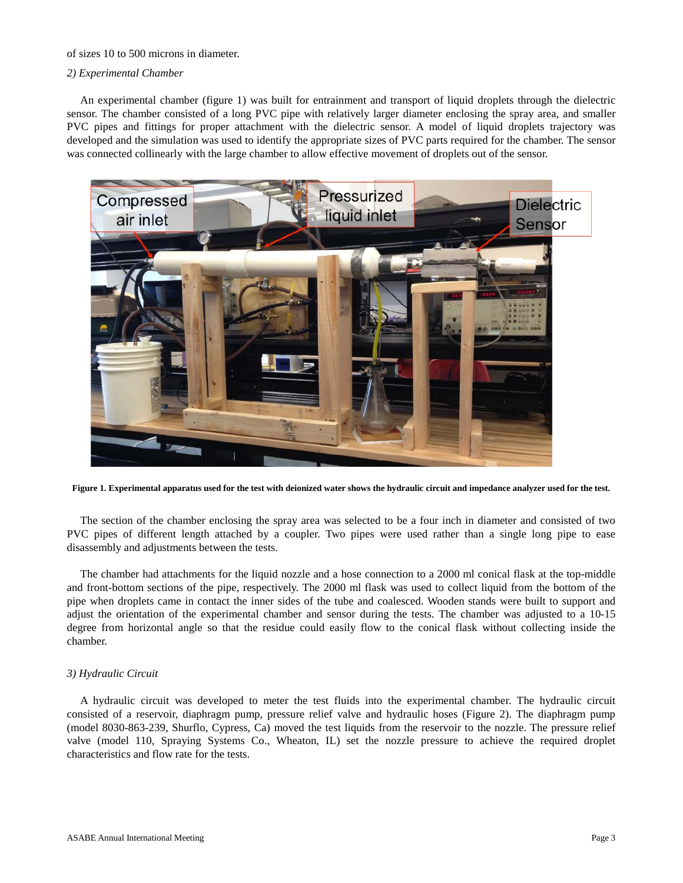of sizes 10 to 500 microns in diameter.

*2) Experimental Chamber*

An experimental chamber (figure 1) was built for entrainment and transport of liquid droplets through the dielectric sensor. The chamber consisted of a long PVC pipe with relatively larger diameter enclosing the spray area, and smaller PVC pipes and fittings for proper attachment with the dielectric sensor. A model of liquid droplets trajectory was developed and the simulation was used to identify the appropriate sizes of PVC parts required for the chamber. The sensor was connected collinearly with the large chamber to allow effective movement of droplets out of the sensor.

**Figure 1. Experimental apparatus used for the test with deionized water shows the hydraulic circuit and impedance analyzer used for the test.**

The section of the chamber enclosing the spray area was selected to be a four inch in diameter and consisted of two PVC pipes of different length attached by a coupler. Two pipes were used rather than a single long pipe to ease disassembly and adjustments between the tests.

The chamber had attachments for the liquid nozzle and a hose connection to a 2000 ml conical flask at the top-middle and front-bottom sections of the pipe, respectively. The 2000 ml flask was used to collect liquid from the bottom of the pipe when droplets came in contact the inner sides of the tube and coalesced. Wooden stands were built to support and adjust the orientation of the experimental chamber and sensor during the tests. The chamber was adjusted to a 10-15 degree from horizontal angle so that the residue could easily flow to the conical flask without collecting inside the chamber.

*3) Hydraulic Circuit*

A hydraulic circuit was developed to meter the test fluids into the experimental chamber. The hydraulic circuit consisted of a reservoir, diaphragm pump, pressure relief valve and hydraulic hoses (Figure 2). The diaphragm pump (model 8030-863-239, Shurflo, Cypress, Ca) moved the test liquids from the reservoir to the nozzle. The pressure relief valve (model 110, Spraying Systems Co., Wheaton, IL) set the nozzle pressure to achieve the required droplet characteristics and flow rate for the tests.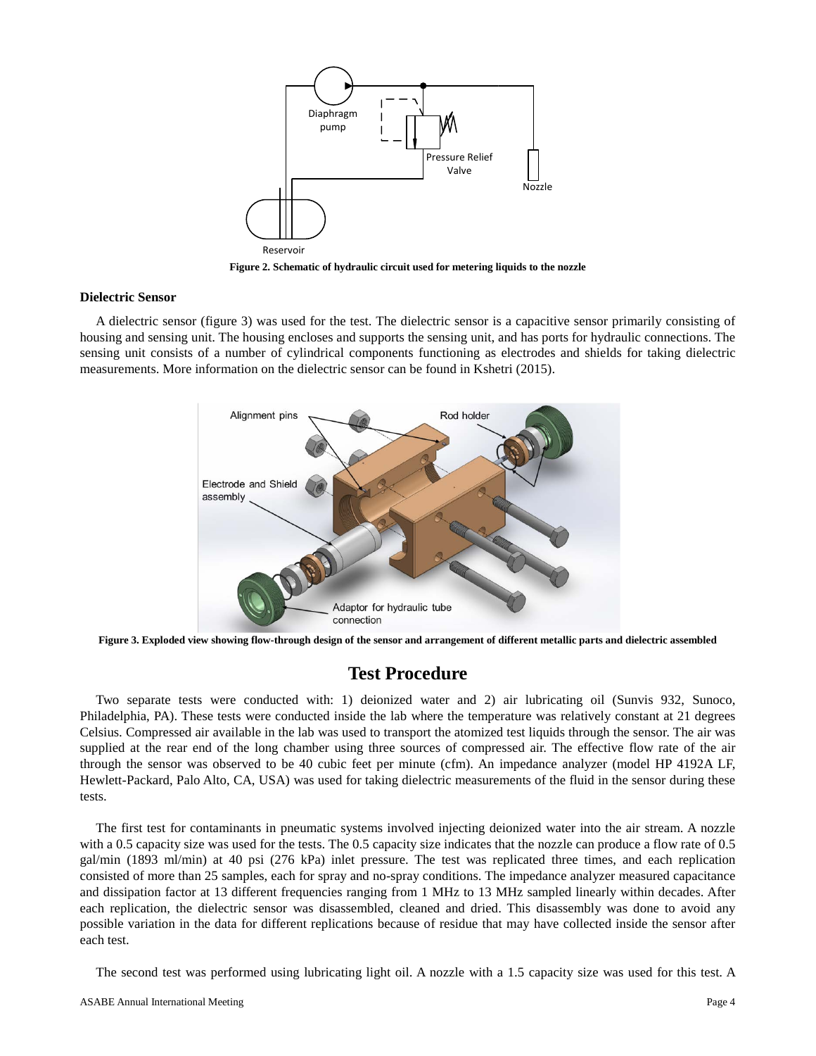Figure 2. Schematic of hydraulic circuit used for metering liquids to the nozzle

### Dielectric Sensor

A dielectric sensor (figure 3) was used for the test. The dielectric sensor is a capacitive sensor primarily consisting of housing and sensing unit. The housing encloses and supports the sensing unit, and has ports for hydraulic connections. The sensing unit consists of a number of cylindrical components functioning as electrodes and shields for taking dielectric measurements. More information on the dielectric sensor can be found in Kshetri (2015).

Figure 3. Exploded view showing flow-through design of the sensor and arrangement of different metallic parts and dielectric assembled

## Test Procedure

Two separate tests were conducted with: 1) deionized water and 2) air lubricating oil (Sunvis 932, Sunoco, Philadelphia, PA). These tests were conducted inside the lab where the temperature was relatively constant at 21 degrees Celsius. Compressed air available in the lab was used to transport the atomized test liquids through the sensor. The air was supplied at the rear end of the long chamber using three sources of compressed air. The effective flow rate of the air through the sensor was observed to be 40 cubic feet per minute (cfm). An impedance analyzer (model HP 4192A LF, Hewlett-Packard, Palo Alto, CA, USA) was used for taking dielectric measurements of the fluid in the sensor during these tests.

The first test for contaminants in pneumatic systems involved injecting deionized water into the air stream. A nozzle with a 0.5 capacity size was used for the tests. The 0.5 capacity size indicates that the nozzle can produce a flow rate of 0.5 gal/min (1893 ml/min) at 40 psi (276 kPa) inlet pressure. The test was replicated three times, and each replication consisted of more than 25 samples, each for spray and no-spray conditions. The impedance analyzer measured capacitance and dissipation factor at 13 different frequencies ranging from 1 MHz to 13 MHz sampled linearly within decades. After each replication, the dielectric sensor was disassembled, cleaned and dried. This disassembly was done to avoid any possible variation in the data for different replications because of residue that may have collected inside the sensor after each test.

The second test was performed using lubricating light oil. A nozzle with a 1.5 capacity size was used for this test. A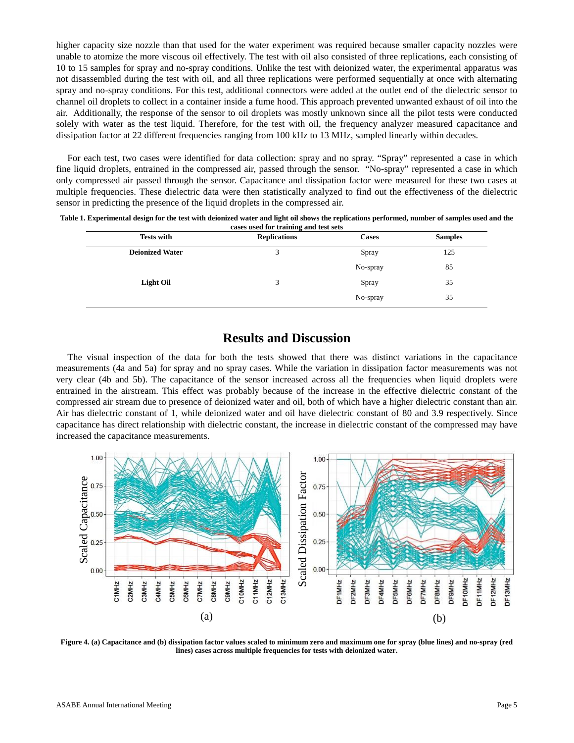higher capacity size nozzle than that used for the water experiment was required because smaller capacity nozzles were unable to atomize the more viscous oil effectively. The test with oil also consisted of three replications, each consisting of 10 to 15 samples for spray and no-spray conditions. Unlike the test with deionized water, the experimental apparatus was not disassembled during the test with oil, and all three replications were performed sequentially at once with alternating spray and no-spray conditions. For this test, additional connectors were added at the outlet end of the dielectric sensor to channel oil droplets to collect in a container inside a fume hood. This approach prevented unwanted exhaust of oil into the air. Additionally, the response of the sensor to oil droplets was mostly unknown since all the pilot tests were conducted solely with water as the test liquid. Therefore, for the test with oil, the frequency analyzer measured capacitance and dissipation factor at 22 different frequencies ranging from 100 kHz to 13 MHz, sampled linearly within decades.

For each test, two cases were identified for data collection: spray and no spray. "Spray" represented a case in which fine liquid droplets, entrained in the compressed air, passed through the sensor. "No-spray" represented a case in which only compressed air passed through the sensor. Capacitance and dissipation factor were measured for these two cases at multiple frequencies. These dielectric data were then statistically analyzed to find out the effectiveness of the dielectric sensor in predicting the presence of the liquid droplets in the compressed air.

**Table 1. Experimental design for the test with deionized water and light oil shows the replications performed, number of samples used and the cases used for training and test sets**

| Tests with | Replications | Cases | Samples |
|---|---|---|---|
| **Deionized Water** | 3 | Spray | 125 |
| | | No-spray | 85 |
| **Light Oil** | 3 | Spray | 35 |
| | | No-spray | 35 |

## Results and Discussion

The visual inspection of the data for both the tests showed that there was distinct variations in the capacitance measurements (4a and 5a) for spray and no spray cases. While the variation in dissipation factor measurements was not very clear (4b and 5b). The capacitance of the sensor increased across all the frequencies when liquid droplets were entrained in the airstream. This effect was probably because of the increase in the effective dielectric constant of the compressed air stream due to presence of deionized water and oil, both of which have a higher dielectric constant than air. Air has dielectric constant of 1, while deionized water and oil have dielectric constant of 80 and 3.9 respectively. Since capacitance has direct relationship with dielectric constant, the increase in dielectric constant of the compressed may have increased the capacitance measurements.

**Figure 4. (a) Capacitance and (b) dissipation factor values scaled to minimum zero and maximum one for spray (blue lines) and no-spray (red lines) cases across multiple frequencies for tests with deionized water.**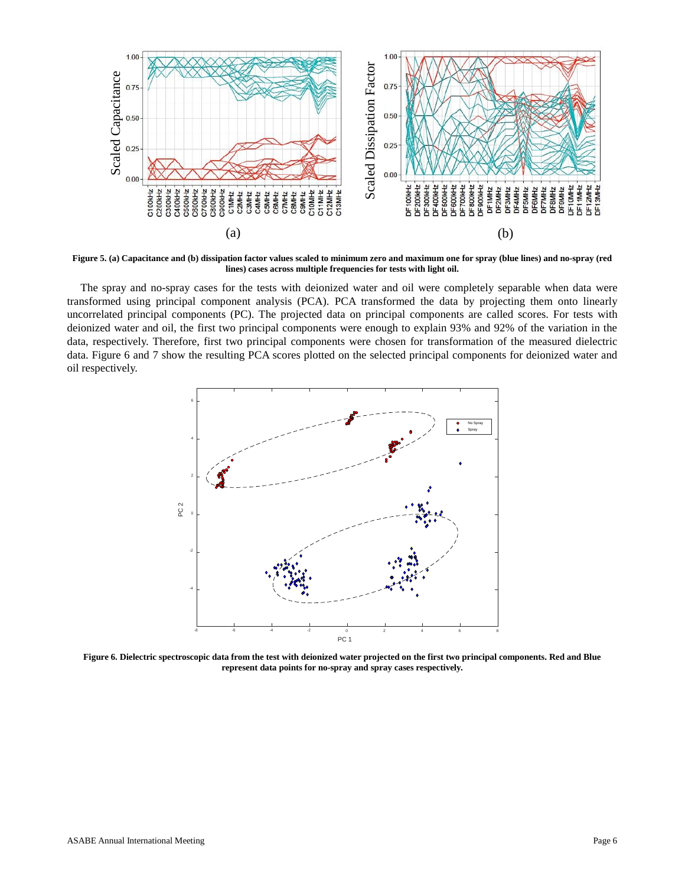**Figure 5. (a) Capacitance and (b) dissipation factor values scaled to minimum zero and maximum one for spray (blue lines) and no-spray (red lines) cases across multiple frequencies for tests with light oil.**

The spray and no-spray cases for the tests with deionized water and oil were completely separable when data were transformed using principal component analysis (PCA). PCA transformed the data by projecting them onto linearly uncorrelated principal components (PC). The projected data on principal components are called scores. For tests with deionized water and oil, the first two principal components were enough to explain 93% and 92% of the variation in the data, respectively. Therefore, first two principal components were chosen for transformation of the measured dielectric data. Figure 6 and 7 show the resulting PCA scores plotted on the selected principal components for deionized water and oil respectively.

**Figure 6. Dielectric spectroscopic data from the test with deionized water projected on the first two principal components. Red and Blue represent data points for no-spray and spray cases respectively.**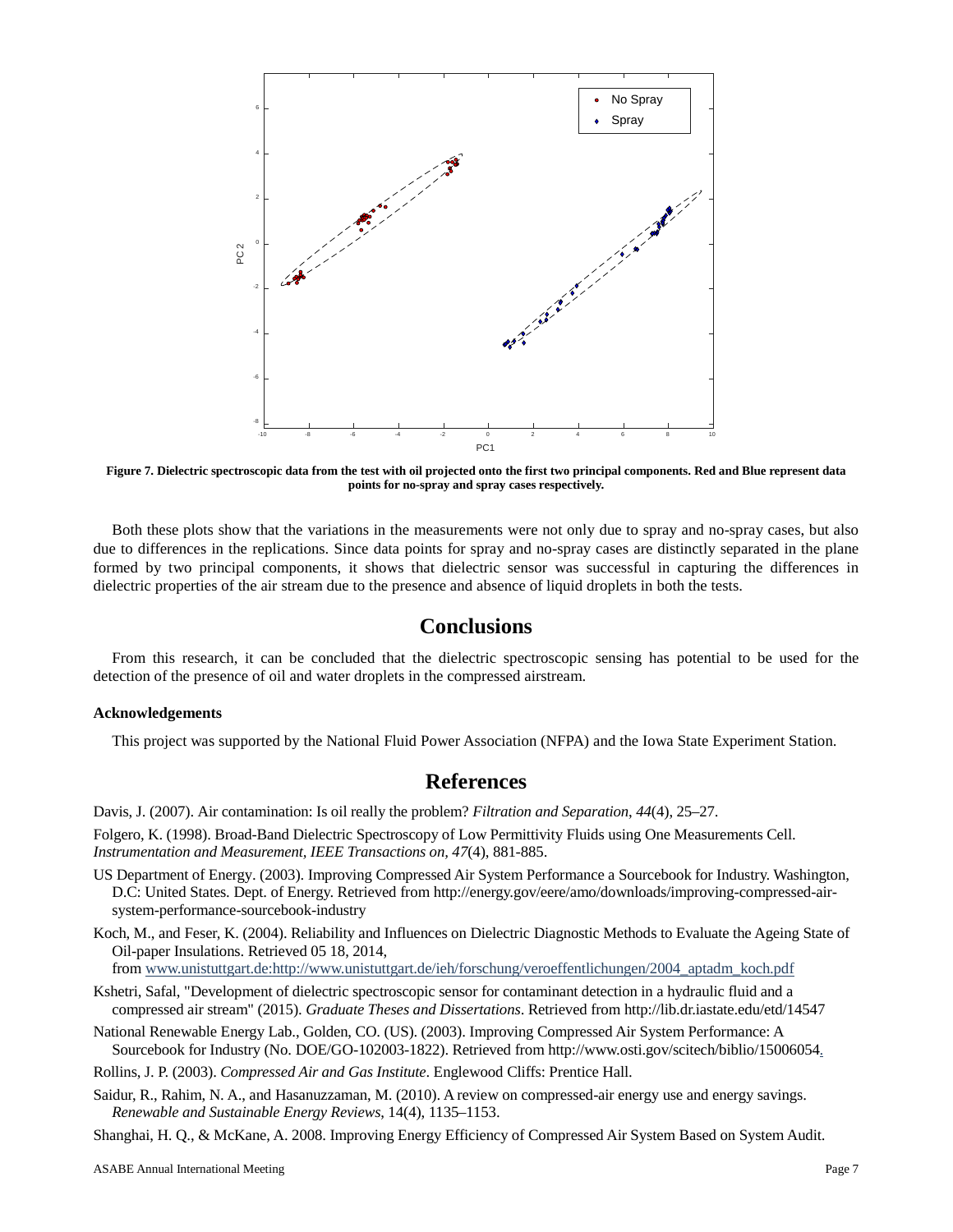**Figure 7. Dielectric spectroscopic data from the test with oil projected onto the first two principal components. Red and Blue represent data points for no-spray and spray cases respectively.**

Both these plots show that the variations in the measurements were not only due to spray and no-spray cases, but also due to differences in the replications. Since data points for spray and no-spray cases are distinctly separated in the plane formed by two principal components, it shows that dielectric sensor was successful in capturing the differences in dielectric properties of the air stream due to the presence and absence of liquid droplets in both the tests.

## Conclusions

From this research, it can be concluded that the dielectric spectroscopic sensing has potential to be used for the detection of the presence of oil and water droplets in the compressed airstream.

### Acknowledgements

This project was supported by the National Fluid Power Association (NFPA) and the Iowa State Experiment Station.

## References

Davis, J. (2007). Air contamination: Is oil really the problem? *Filtration and Separation*, *44*(4), 25–27.

Folgero, K. (1998). Broad-Band Dielectric Spectroscopy of Low Permittivity Fluids using One Measurements Cell. *Instrumentation and Measurement, IEEE Transactions on, 47*(4), 881-885.

US Department of Energy. (2003). Improving Compressed Air System Performance a Sourcebook for Industry. Washington, D.C: United States. Dept. of Energy. Retrieved from http://energy.gov/eere/amo/downloads/improving-compressed-air-system-performance-sourcebook-industry

Koch, M., and Feser, K. (2004). Reliability and Influences on Dielectric Diagnostic Methods to Evaluate the Ageing State of Oil-paper Insulations. Retrieved 05 18, 2014, from www.unistuttgart.de:http://www.unistuttgart.de/ieh/forschung/veroeffentlichungen/2004_aptadm_koch.pdf

Kshetri, Safal, "Development of dielectric spectroscopic sensor for contaminant detection in a hydraulic fluid and a compressed air stream" (2015). *Graduate Theses and Dissertations*. Retrieved from http://lib.dr.iastate.edu/etd/14547

National Renewable Energy Lab., Golden, CO. (US). (2003). Improving Compressed Air System Performance: A Sourcebook for Industry (No. DOE/GO-102003-1822). Retrieved from http://www.osti.gov/scitech/biblio/15006054.

Rollins, J. P. (2003). *Compressed Air and Gas Institute*. Englewood Cliffs: Prentice Hall.

Saidur, R., Rahim, N. A., and Hasanuzzaman, M. (2010). A review on compressed-air energy use and energy savings. *Renewable and Sustainable Energy Reviews*, 14(4), 1135–1153.

Shanghai, H. Q., & McKane, A. 2008. Improving Energy Efficiency of Compressed Air System Based on System Audit.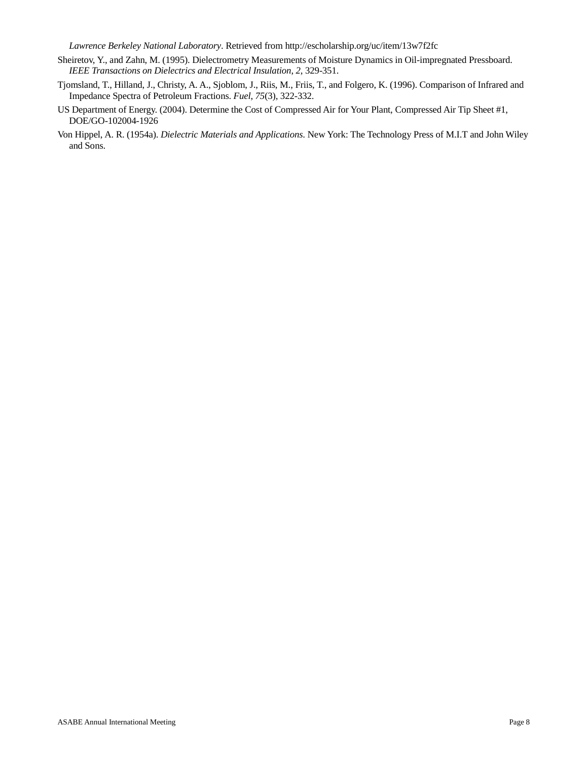*Lawrence Berkeley National Laboratory*. Retrieved from http://escholarship.org/uc/item/13w7f2fc

Sheiretov, Y., and Zahn, M. (1995). Dielectrometry Measurements of Moisture Dynamics in Oil-impregnated Pressboard. *IEEE Transactions on Dielectrics and Electrical Insulation*, *2*, 329-351.

Tjomsland, T., Hilland, J., Christy, A. A., Sjoblom, J., Riis, M., Friis, T., and Folgero, K. (1996). Comparison of Infrared and Impedance Spectra of Petroleum Fractions. *Fuel*, *75*(3), 322-332.

US Department of Energy. (2004). Determine the Cost of Compressed Air for Your Plant, Compressed Air Tip Sheet #1, DOE/GO-102004-1926

Von Hippel, A. R. (1954a). *Dielectric Materials and Applications*. New York: The Technology Press of M.I.T and John Wiley and Sons.